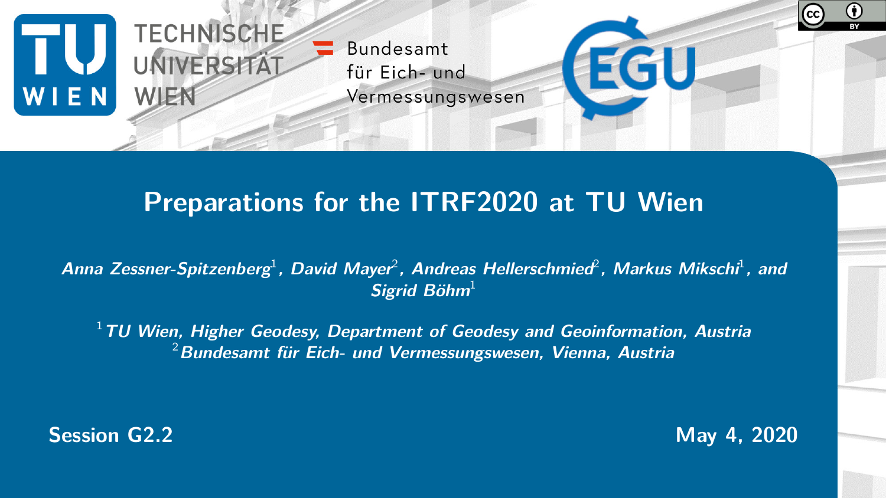TECHNISCHE UNIVERSITÄT WIEN

Bundesamt für Eich- und Vermessungswesen

# Preparations for the ITRF2020 at TU Wien

*Anna Zessner-Spitzenberg[1], David Mayer[2], Andreas Hellerschmied[2], Markus Mikschi[1], and Sigrid Böhm[1]*

[1] *TU Wien, Higher Geodesy, Department of Geodesy and Geoinformation, Austria*
[2] *Bundesamt für Eich- und Vermessungswesen, Vienna, Austria*

**Session G2.2**

**May 4, 2020**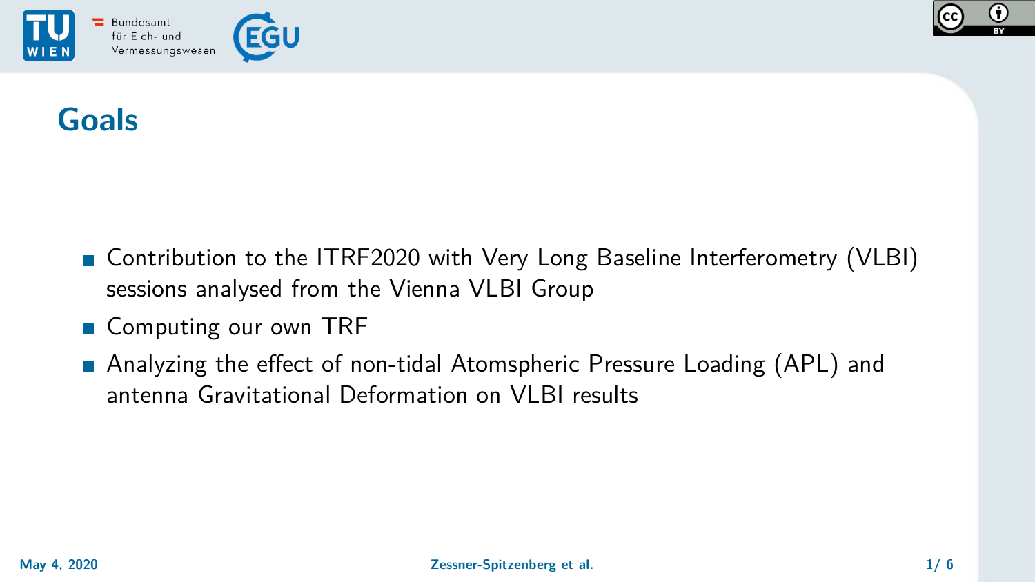## Goals

- Contribution to the ITRF2020 with Very Long Baseline Interferometry (VLBI) sessions analysed from the Vienna VLBI Group
- Computing our own TRF
- Analyzing the effect of non-tidal Atomspheric Pressure Loading (APL) and antenna Gravitational Deformation on VLBI results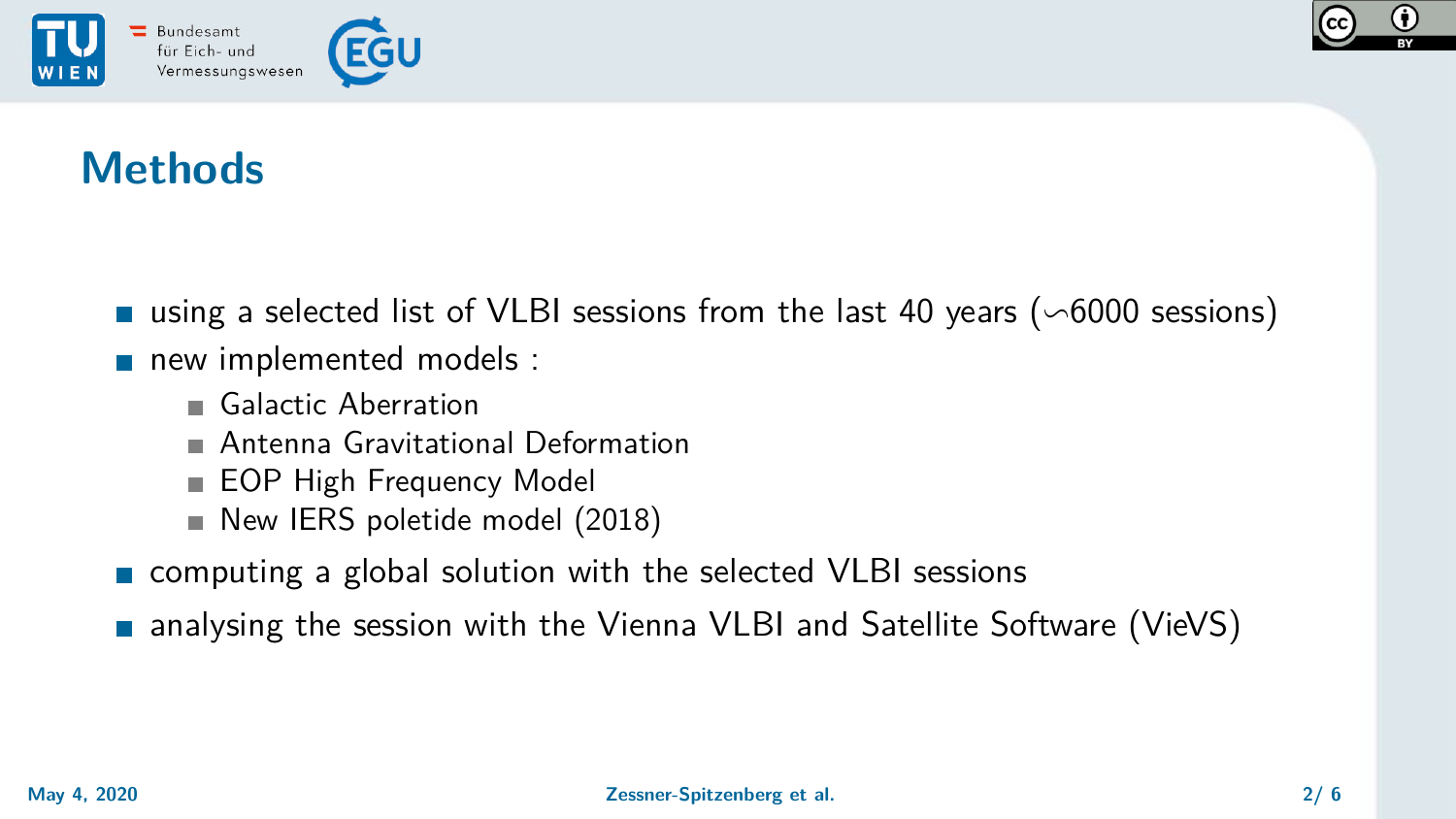# Methods

- using a selected list of VLBI sessions from the last 40 years ($\backsim$6000 sessions)
- new implemented models :
  - Galactic Aberration
  - Antenna Gravitational Deformation
  - EOP High Frequency Model
  - New IERS poletide model (2018)
- computing a global solution with the selected VLBI sessions
- analysing the session with the Vienna VLBI and Satellite Software (VieVS)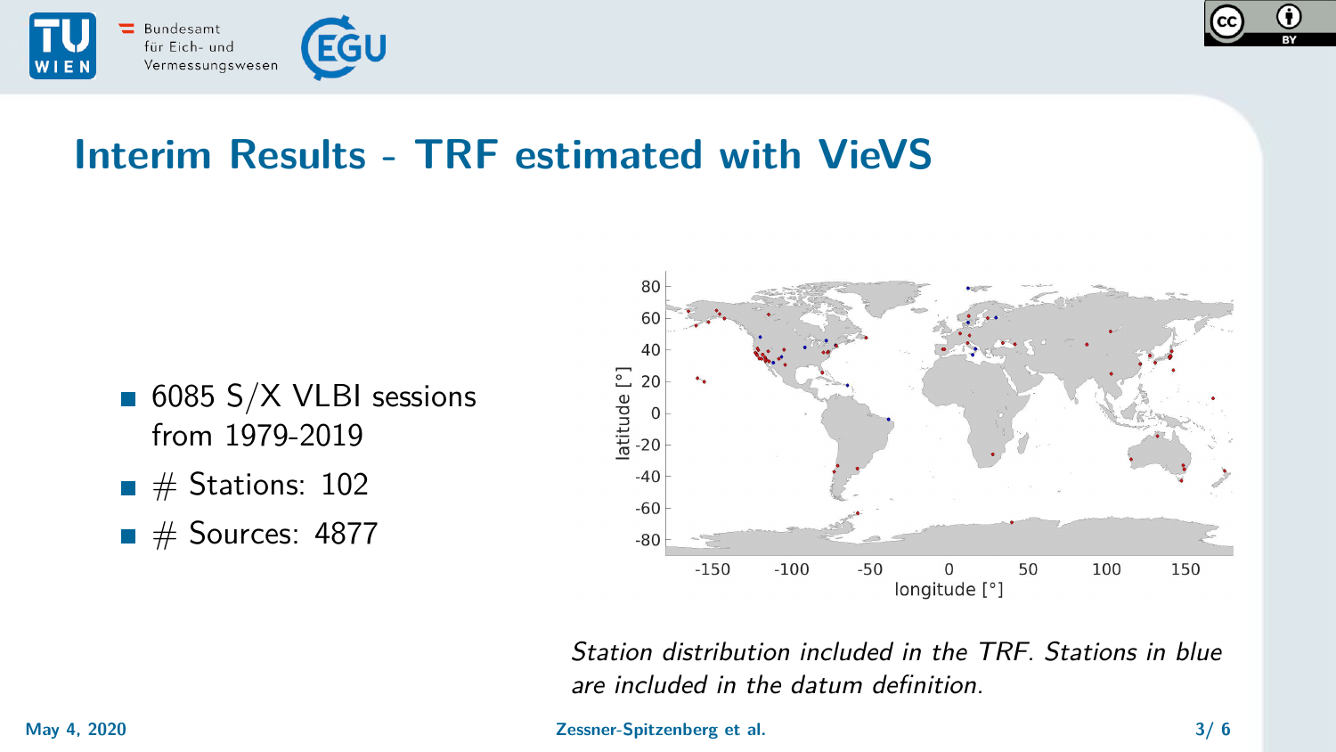## Interim Results - TRF estimated with VieVS

- 6085 S/X VLBI sessions from 1979-2019
- # Stations: 102
- # Sources: 4877

*Station distribution included in the TRF. Stations in blue are included in the datum definition.*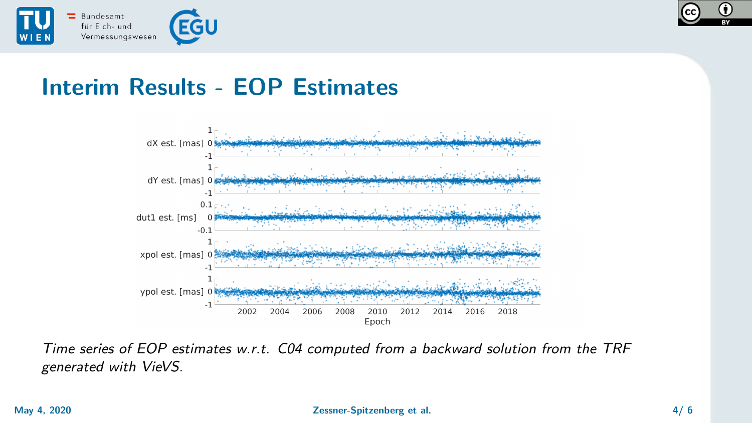## Interim Results - EOP Estimates

*Time series of EOP estimates w.r.t. C04 computed from a backward solution from the TRF generated with VieVS.*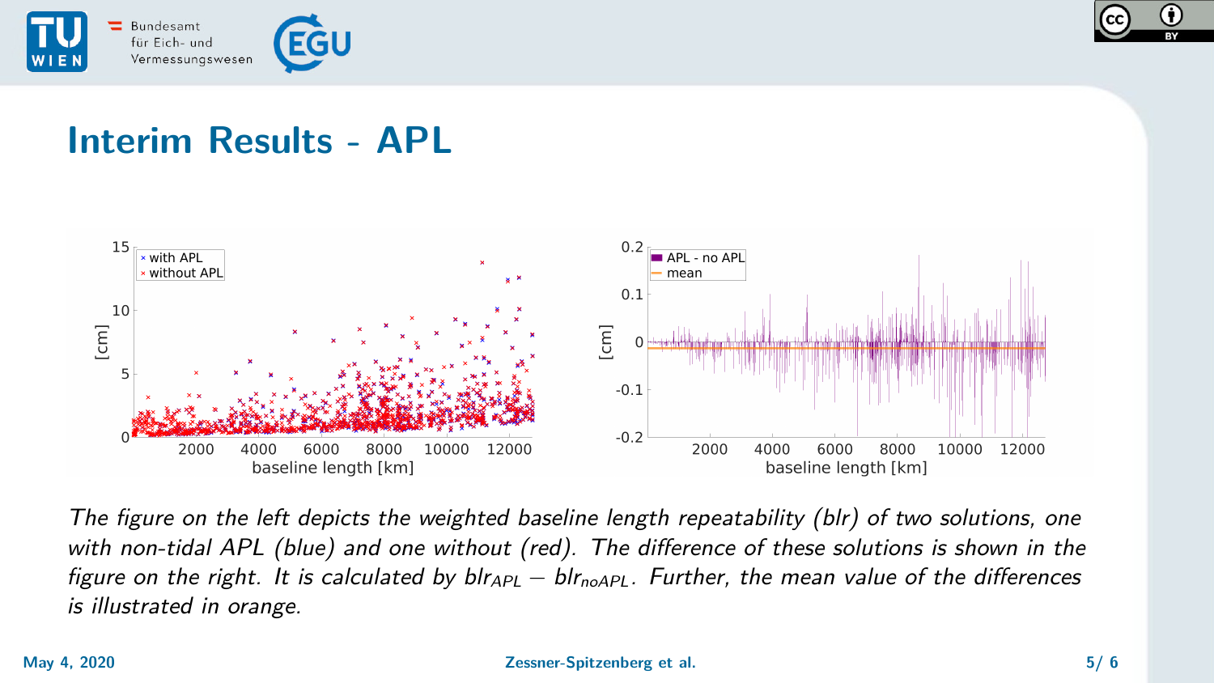# Interim Results - APL

*The figure on the left depicts the weighted baseline length repeatability (blr) of two solutions, one with non-tidal APL (blue) and one without (red). The difference of these solutions is shown in the figure on the right. It is calculated by $blr_{APL} - blr_{noAPL}$. Further, the mean value of the differences is illustrated in orange.*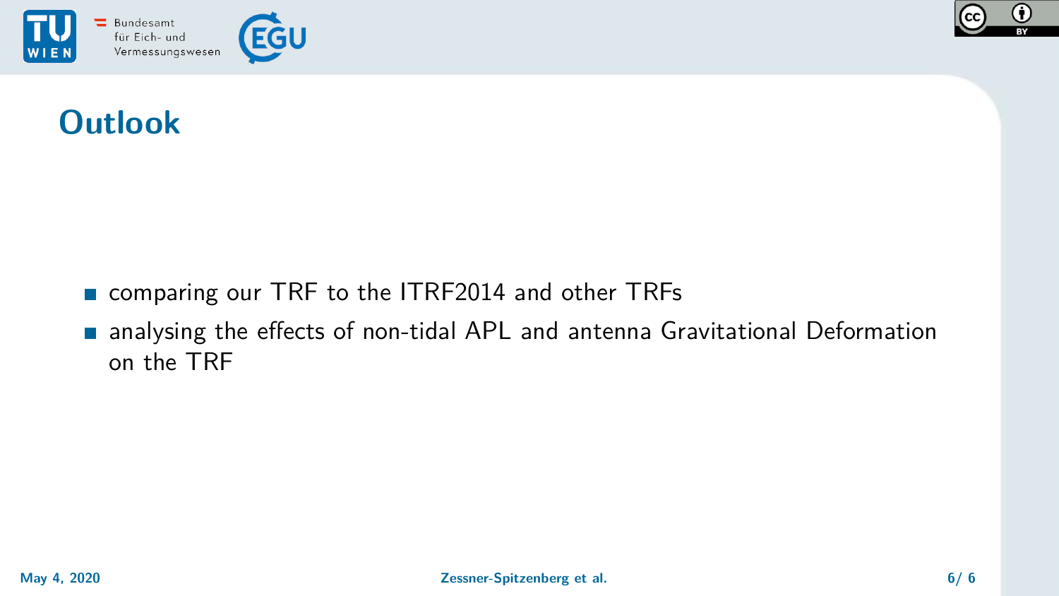## Outlook

- comparing our TRF to the ITRF2014 and other TRFs
- analysing the effects of non-tidal APL and antenna Gravitational Deformation on the TRF